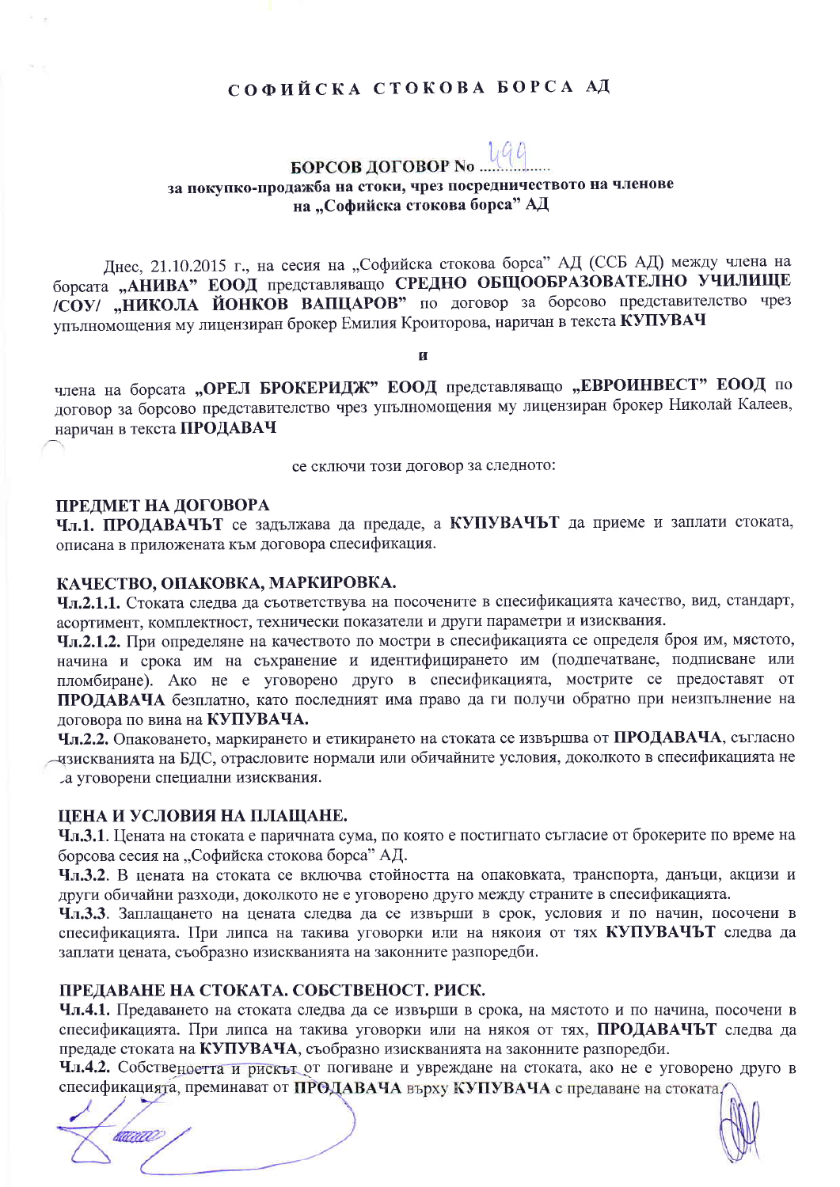# СОФИЙСКА СТОКОВА БОРСА АД

## БОРСОВ ДОГОВОР No 499

### за покупко-продажба на стоки, чрез посредничеството на членове на „Софийска стокова борса" АД

Днес, 21.10.2015 г., на сесия на „Софийска стокова борса" АД (ССБ АД) между члена на борсата **„АНИВА" ЕООД** представляващо **СРЕДНО ОБЩООБРАЗОВАТЕЛНО УЧИЛИЩЕ /СОУ/ „НИКОЛА ЙОНКОВ ВАПЦАРОВ"** по договор за борсово представителство чрез упълномощения му лицензиран брокер Емилия Кроиторова, наричан в текста **КУПУВАЧ**

**и**

члена на борсата **„ОРЕЛ БРОКЕРИДЖ" ЕООД** представляващо **„ЕВРОИНВЕСТ" ЕООД** по договор за борсово представителство чрез упълномощения му лицензиран брокер Николай Калеев, наричан в текста **ПРОДАВАЧ**

се сключи този договор за следното:

**ПРЕДМЕТ НА ДОГОВОРА**

**Чл.1. ПРОДАВАЧЪТ** се задължава да предаде, а **КУПУВАЧЪТ** да приеме и заплати стоката, описана в приложената към договора спецификация.

**КАЧЕСТВО, ОПАКОВКА, МАРКИРОВКА.**

**Чл.2.1.1.** Стоката следва да съответствува на посочените в спецификацията качество, вид, стандарт, асортимент, комплектност, технически показатели и други параметри и изисквания.

**Чл.2.1.2.** При определяне на качеството по мостри в спецификацията се определя броя им, мястото, начина и срока им на съхранение и идентифицирането им (подпечатване, подписване или пломбиране). Ако не е уговорено друго в спецификацията, мострите се предоставят от **ПРОДАВАЧА** безплатно, като последният има право да ги получи обратно при неизпълнение на договора по вина на **КУПУВАЧА.**

**Чл.2.2.** Опаковането, маркирането и етикирането на стоката се извършва от **ПРОДАВАЧА**, съгласно изискванията на БДС, отрасловите нормали или обичайните условия, доколкото в спецификацията не са уговорени специални изисквания.

**ЦЕНА И УСЛОВИЯ НА ПЛАЩАНЕ.**

**Чл.3.1.** Цената на стоката е паричната сума, по която е постигнато съгласие от брокерите по време на борсова сесия на „Софийска стокова борса" АД.

**Чл.3.2.** В цената на стоката се включва стойността на опаковката, транспорта, данъци, акцизи и други обичайни разходи, доколкото не е уговорено друго между страните в спецификацията.

**Чл.3.3.** Заплащането на цената следва да се извърши в срок, условия и по начин, посочени в спецификацията. При липса на такива уговорки или на някоия от тях **КУПУВАЧЪТ** следва да заплати цената, съобразно изискванията на законните разпоредби.

**ПРЕДАВАНЕ НА СТОКАТА. СОБСТВЕНОСТ. РИСК.**

**Чл.4.1.** Предаването на стоката следва да се извърши в срока, на мястото и по начина, посочени в спецификацията. При липса на такива уговорки или на някоя от тях, **ПРОДАВАЧЪТ** следва да предаде стоката на **КУПУВАЧА**, съобразно изискванията на законните разпоредби.

**Чл.4.2.** Собствеността и рискът от погиване и увреждане на стоката, ако не е уговорено друго в спецификацията, преминават от **ПРОДАВАЧА** върху **КУПУВАЧА** с предаване на стоката.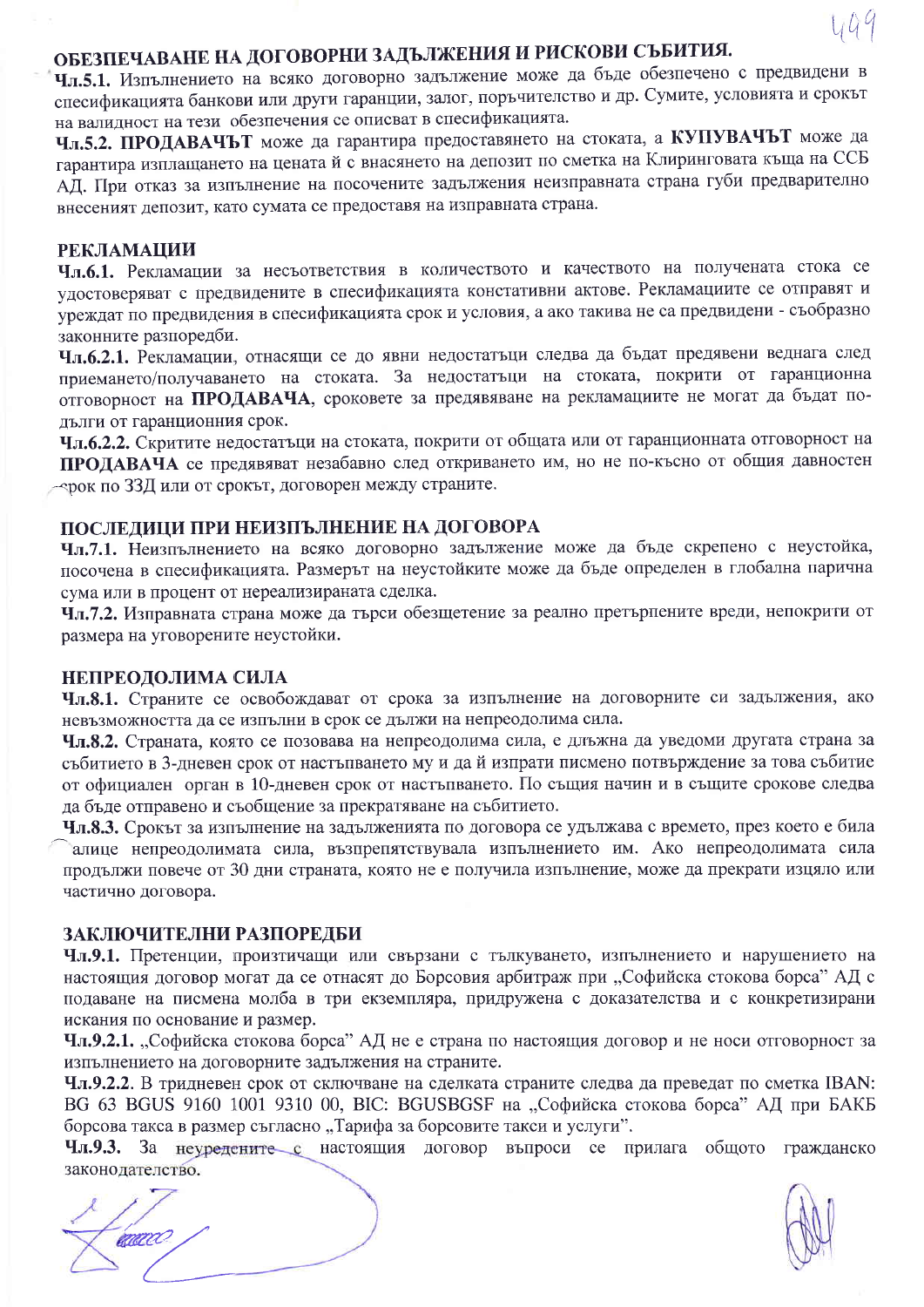## ОБЕЗПЕЧАВАНЕ НА ДОГОВОРНИ ЗАДЪЛЖЕНИЯ И РИСКОВИ СЪБИТИЯ.

**Чл.5.1.** Изпълнението на всяко договорно задължение може да бъде обезпечено с предвидени в спесификацията банкови или други гаранции, залог, поръчителство и др. Сумите, условията и срокът на валидност на тези обезпечения се описват в спесификацията.

**Чл.5.2. ПРОДАВАЧЪТ** може да гарантира предоставянето на стоката, а **КУПУВАЧЪТ** може да гарантира изплащането на цената ѝ с внасянето на депозит по сметка на Клиринговата къща на ССБ АД. При отказ за изпълнение на посочените задължения неизправната страна губи предварително внесеният депозит, като сумата се предоставя на изправната страна.

## РЕКЛАМАЦИИ

**Чл.6.1.** Рекламации за несъответствия в количеството и качеството на получената стока се удостоверяват с предвидените в спесификацията констативни актове. Рекламациите се отправят и уреждат по предвидения в спесификацията срок и условия, а ако такива не са предвидени - съобразно законните разпоредби.

**Чл.6.2.1.** Рекламации, отнасящи се до явни недостатъци следва да бъдат предявени веднага след приемането/получаването на стоката. За недостатъци на стоката, покрити от гаранционна отговорност на **ПРОДАВАЧА**, сроковете за предявяване на рекламациите не могат да бъдат по-дълги от гаранционния срок.

**Чл.6.2.2.** Скритите недостатъци на стоката, покрити от общата или от гаранционната отговорност на **ПРОДАВАЧА** се предявяват незабавно след откриването им, но не по-късно от общия давностен срок по ЗЗД или от срокът, договорен между страните.

## ПОСЛЕДИЦИ ПРИ НЕИЗПЪЛНЕНИЕ НА ДОГОВОРА

**Чл.7.1.** Неизпълнението на всяко договорно задължение може да бъде скрепено с неустойка, посочена в спесификацията. Размерът на неустойките може да бъде определен в глобална парична сума или в процент от нереализираната сделка.

**Чл.7.2.** Изправната страна може да търси обезщетение за реално претърпените вреди, непокрити от размера на уговорените неустойки.

## НЕПРЕОДОЛИМА СИЛА

**Чл.8.1.** Страните се освобождават от срока за изпълнение на договорните си задължения, ако невъзможността да се изпълни в срок се дължи на непреодолима сила.

**Чл.8.2.** Страната, която се позовава на непреодолима сила, е длъжна да уведоми другата страна за събитието в 3-дневен срок от настъпването му и да ѝ изпрати писмено потвърждение за това събитие от официален орган в 10-дневен срок от настъпването. По същия начин и в същите срокове следва да бъде отправено и съобщение за прекратяване на събитието.

**Чл.8.3.** Срокът за изпълнение на задълженията по договора се удължава с времето, през което е била налице непреодолимата сила, възпрепятствувала изпълнението им. Ако непреодолимата сила продължи повече от 30 дни страната, която не е получила изпълнение, може да прекрати изцяло или частично договора.

## ЗАКЛЮЧИТЕЛНИ РАЗПОРЕДБИ

**Чл.9.1.** Претенции, произтичащи или свързани с тълкуването, изпълнението и нарушението на настоящия договор могат да се отнасят до Борсовия арбитраж при „Софийска стокова борса" АД с подаване на писмена молба в три екземпляра, придружена с доказателства и с конкретизирани искания по основание и размер.

**Чл.9.2.1.** „Софийска стокова борса" АД не е страна по настоящия договор и не носи отговорност за изпълнението на договорните задължения на страните.

**Чл.9.2.2.** В тридневен срок от сключване на сделката страните следва да преведат по сметка IBAN: BG 63 BGUS 9160 1001 9310 00, BIC: BGUSBGSF на „Софийска стокова борса" АД при БАКБ борсова такса в размер съгласно „Тарифа за борсовите такси и услуги".

**Чл.9.3.** За неуредените с настоящия договор въпроси се прилага общото гражданско законодателство.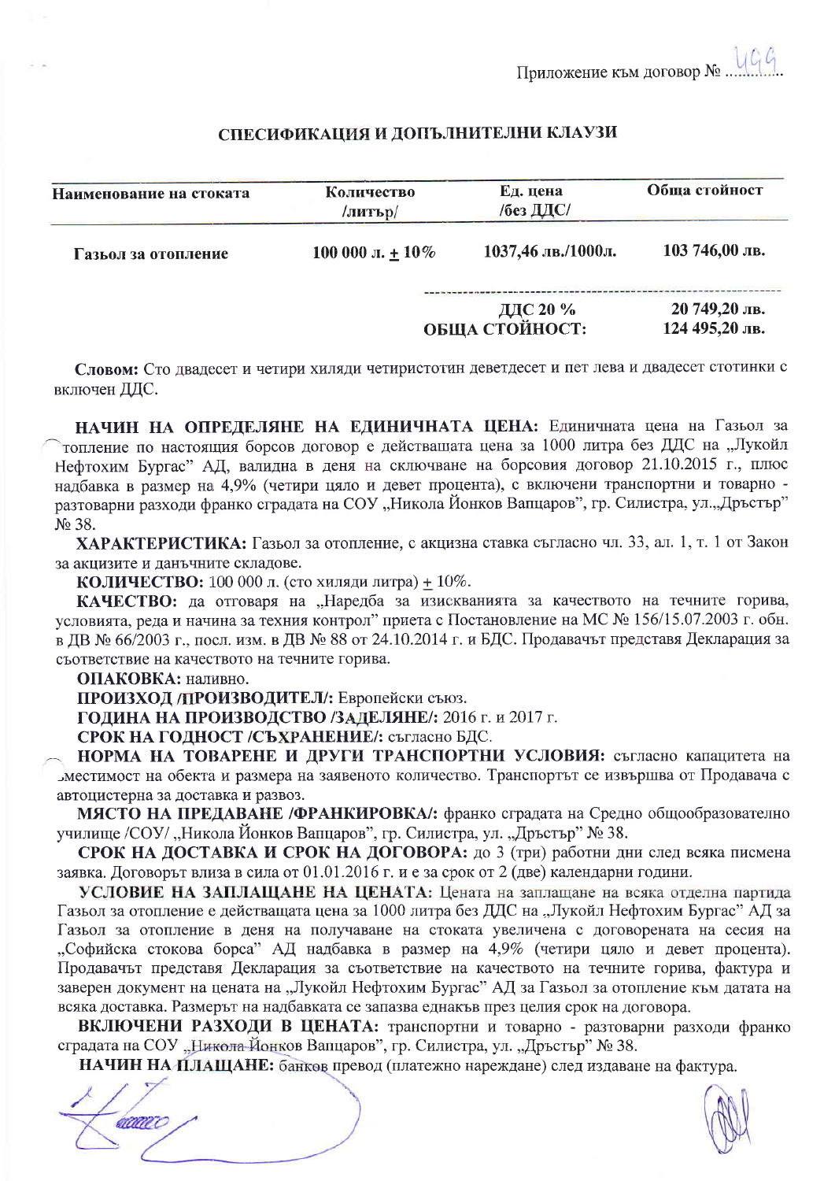Приложение към договор № 499

## СПЕСИФИКАЦИЯ И ДОПЪЛНИТЕЛНИ КЛАУЗИ

| Наименование на стоката | Количество /литър/ | Ед. цена /без ДДС/ | Обща стойност |
| --- | --- | --- | --- |
| Газьол за отопление | 100 000 л. ± 10% | 1037,46 лв./1000л. | 103 746,00 лв. |
| | | ДДС 20 % | 20 749,20 лв. |
| | | ОБЩА СТОЙНОСТ: | 124 495,20 лв. |

**Словом:** Сто двадесет и четири хиляди четиристотин деветдесет и пет лева и двадесет стотинки с включен ДДС.

**НАЧИН НА ОПРЕДЕЛЯНЕ НА ЕДИНИЧНАТА ЦЕНА:** Единичната цена на Газьол за отопление по настоящия борсов договор е действащата цена за 1000 литра без ДДС на „Лукойл Нефтохим Бургас" АД, валидна в деня на сключване на борсовия договор 21.10.2015 г., плюс надбавка в размер на 4,9% (четири цяло и девет процента), с включени транспортни и товарно - разтоварни разходи франко сградата на СОУ „Никола Йонков Вапцаров", гр. Силистра, ул.„Дръстър" № 38.

**ХАРАКТЕРИСТИКА:** Газьол за отопление, с акцизна ставка съгласно чл. 33, ал. 1, т. 1 от Закон за акцизите и данъчните складове.

**КОЛИЧЕСТВО:** 100 000 л. (сто хиляди литра) ± 10%.

**КАЧЕСТВО:** да отговаря на „Наредба за изискванията за качеството на течните горива, условията, реда и начина за техния контрол" приета с Постановление на МС № 156/15.07.2003 г. обн. в ДВ № 66/2003 г., посл. изм. в ДВ № 88 от 24.10.2014 г. и БДС. Продавачът представя Декларация за съответствие на качеството на течните горива.

**ОПАКОВКА:** наливно.

**ПРОИЗХОД /ПРОИЗВОДИТЕЛ/:** Европейски съюз.

**ГОДИНА НА ПРОИЗВОДСТВО /ЗАДЕЛЯНЕ/:** 2016 г. и 2017 г.

**СРОК НА ГОДНОСТ /СЪХРАНЕНИЕ/:** съгласно БДС.

**НОРМА НА ТОВАРЕНЕ И ДРУГИ ТРАНСПОРТНИ УСЛОВИЯ:** съгласно капацитета на вместимост на обекта и размера на заявеното количество. Транспортът се извършва от Продавача с автоцистерна за доставка и развоз.

**МЯСТО НА ПРЕДАВАНЕ /ФРАНКИРОВКА/:** франко сградата на Средно общообразователно училище /СОУ/ „Никола Йонков Вапцаров", гр. Силистра, ул. „Дръстър" № 38.

**СРОК НА ДОСТАВКА И СРОК НА ДОГОВОРА:** до 3 (три) работни дни след всяка писмена заявка. Договорът влиза в сила от 01.01.2016 г. и е за срок от 2 (две) календарни години.

**УСЛОВИЕ НА ЗАПЛАЩАНЕ НА ЦЕНАТА:** Цената на заплащане на всяка отделна партида Газьол за отопление е действащата цена за 1000 литра без ДДС на „Лукойл Нефтохим Бургас" АД за Газьол за отопление в деня на получаване на стоката увеличена с договорената на сесия на „Софийска стокова борса" АД надбавка в размер на 4,9% (четири цяло и девет процента). Продавачът представя Декларация за съответствие на качеството на течните горива, фактура и заверен документ на цената на „Лукойл Нефтохим Бургас" АД за Газьол за отопление към датата на всяка доставка. Размерът на надбавката се запазва еднакъв през целия срок на договора.

**ВКЛЮЧЕНИ РАЗХОДИ В ЦЕНАТА:** транспортни и товарно - разтоварни разходи франко сградата на СОУ „Никола Йонков Вапцаров", гр. Силистра, ул. „Дръстър" № 38.

**НАЧИН НА ПЛАЩАНЕ:** банков превод (платежно нареждане) след издаване на фактура.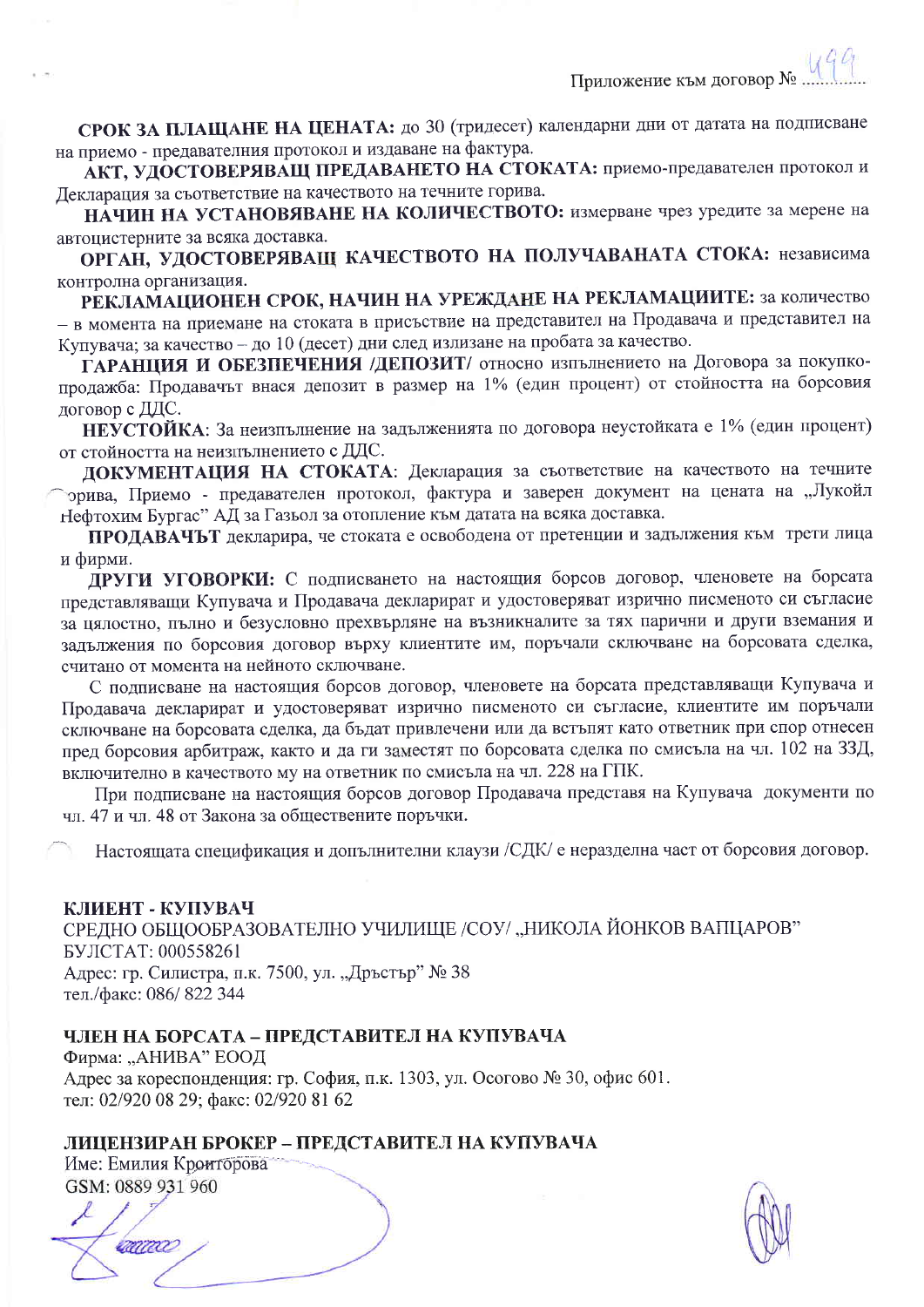Приложение към договор № 499

**СРОК ЗА ПЛАЩАНЕ НА ЦЕНАТА:** до 30 (тридесет) календарни дни от датата на подписване на приемо - предавателния протокол и издаване на фактура.

**АКТ, УДОСТОВЕРЯВАЩ ПРЕДАВАНЕТО НА СТОКАТА:** приемо-предавателен протокол и Декларация за съответствие на качеството на течните горива.

**НАЧИН НА УСТАНОВЯВАНЕ НА КОЛИЧЕСТВОТО:** измерване чрез уредите за мерене на автоцистерните за всяка доставка.

**ОРГАН, УДОСТОВЕРЯВАЩ КАЧЕСТВОТО НА ПОЛУЧАВАНАТА СТОКА:** независима контролна организация.

**РЕКЛАМАЦИОНЕН СРОК, НАЧИН НА УРЕЖДАНЕ НА РЕКЛАМАЦИИТЕ:** за количество – в момента на приемане на стоката в присъствие на представител на Продавача и представител на Купувача; за качество – до 10 (десет) дни след излизане на пробата за качество.

**ГАРАНЦИЯ И ОБЕЗПЕЧЕНИЯ /ДЕПОЗИТ/** относно изпълнението на Договора за покупко-продажба: Продавачът внася депозит в размер на 1% (един процент) от стойността на борсовия договор с ДДС.

**НЕУСТОЙКА**: За неизпълнение на задълженията по договора неустойката е 1% (един процент) от стойността на неизпълнението с ДДС.

**ДОКУМЕНТАЦИЯ НА СТОКАТА**: Декларация за съответствие на качеството на течните горива, Приемо - предавателен протокол, фактура и заверен документ на цената на „Лукойл Нефтохим Бургас" АД за Газьол за отопление към датата на всяка доставка.

**ПРОДАВАЧЪТ** декларира, че стоката е освободена от претенции и задължения към трети лица и фирми.

**ДРУГИ УГОВОРКИ:** С подписването на настоящия борсов договор, членовете на борсата представляващи Купувача и Продавача декларират и удостоверяват изрично писменото си съгласие за цялостно, пълно и безусловно прехвърляне на възникналите за тях парични и други вземания и задължения по борсовия договор върху клиентите им, поръчали сключване на борсовата сделка, считано от момента на нейното сключване.

С подписване на настоящия борсов договор, членовете на борсата представляващи Купувача и Продавача декларират и удостоверяват изрично писменото си съгласие, клиентите им поръчали сключване на борсовата сделка, да бъдат привлечени или да встъпят като ответник при спор отнесен пред борсовия арбитраж, както и да ги заместят по борсовата сделка по смисъла на чл. 102 на ЗЗД, включително в качеството му на ответник по смисъла на чл. 228 на ГПК.

При подписване на настоящия борсов договор Продавача представя на Купувача документи по чл. 47 и чл. 48 от Закона за обществените поръчки.

Настоящата спецификация и допълнителни клаузи /СДК/ е неразделна част от борсовия договор.

**КЛИЕНТ - КУПУВАЧ**

СРЕДНО ОБЩООБРАЗОВАТЕЛНО УЧИЛИЩЕ /СОУ/ „НИКОЛА ЙОНКОВ ВАПЦАРОВ"
БУЛСТАТ: 000558261
Адрес: гр. Силистра, п.к. 7500, ул. „Дръстър" № 38
тел./факс: 086/ 822 344

**ЧЛЕН НА БОРСАТА – ПРЕДСТАВИТЕЛ НА КУПУВАЧА**

Фирма: „АНИВА" ЕООД
Адрес за кореспонденция: гр. София, п.к. 1303, ул. Осогово № 30, офис 601.
тел: 02/920 08 29; факс: 02/920 81 62

**ЛИЦЕНЗИРАН БРОКЕР – ПРЕДСТАВИТЕЛ НА КУПУВАЧА**

Име: Емилия Кроитторова
GSM: 0889 931 960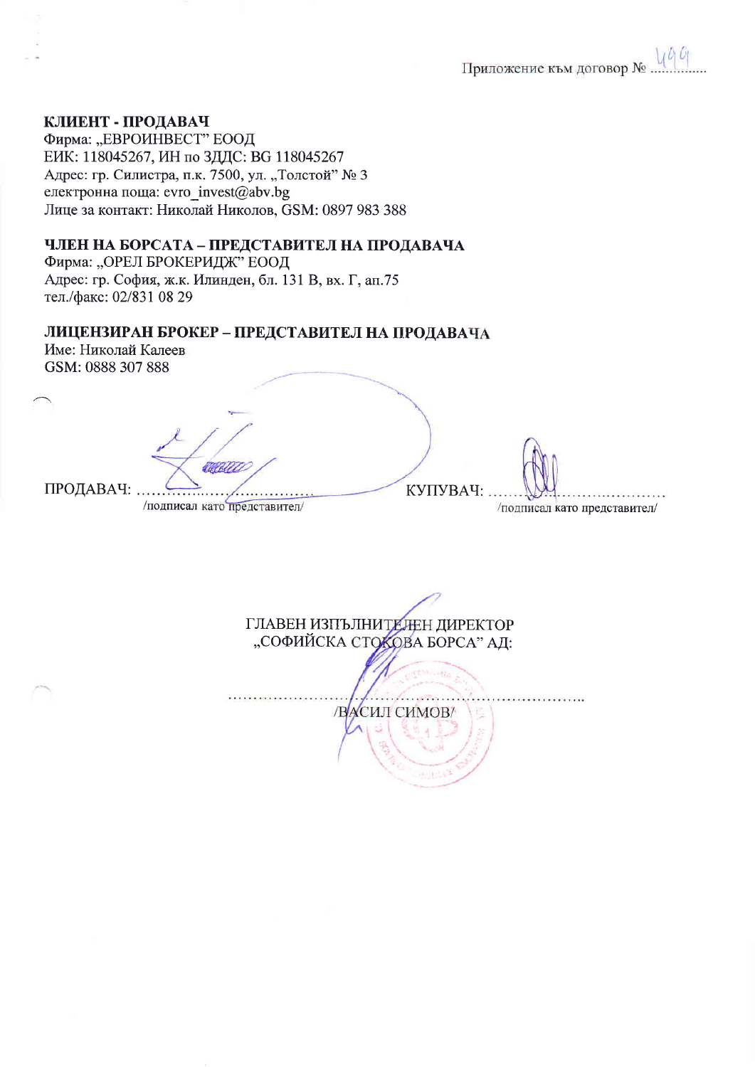Приложение към договор № 499

**КЛИЕНТ - ПРОДАВАЧ**
Фирма: „ЕВРОИНВЕСТ" ЕООД
ЕИК: 118045267, ИН по ЗДДС: BG 118045267
Адрес: гр. Силистра, п.к. 7500, ул. „Толстой" № 3
електронна поща: evro_invest@abv.bg
Лице за контакт: Николай Николов, GSM: 0897 983 388

**ЧЛЕН НА БОРСАТА – ПРЕДСТАВИТЕЛ НА ПРОДАВАЧА**
Фирма: „ОРЕЛ БРОКЕРИДЖ" ЕООД
Адрес: гр. София, ж.к. Илинден, бл. 131 В, вх. Г, ап.75
тел./факс: 02/831 08 29

**ЛИЦЕНЗИРАН БРОКЕР – ПРЕДСТАВИТЕЛ НА ПРОДАВАЧА**
Име: Николай Калеев
GSM: 0888 307 888

ПРОДАВАЧ: ...............................
/подписал като представител/

КУПУВАЧ: ...............................
/подписал като представител/

ГЛАВЕН ИЗПЪЛНИТЕЛЕН ДИРЕКТОР
„СОФИЙСКА СТОКОВА БОРСА" АД:

...............................
/ВАСИЛ СИМОВ/